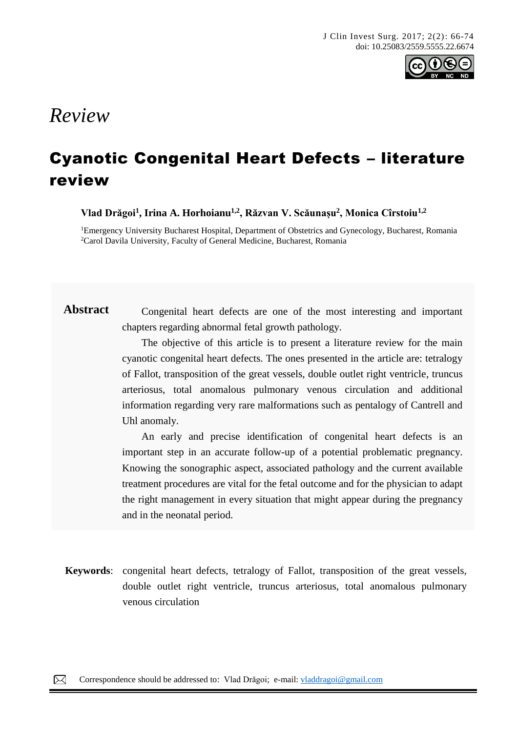*Review*

# Cyanotic Congenital Heart Defects – literature review

**Vlad Drăgoi[1], Irina A. Horhoianu[1,2], Răzvan V. Scăunașu[2], Monica Cîrstoiu[1,2]**

[1]Emergency University Bucharest Hospital, Department of Obstetrics and Gynecology, Bucharest, Romania
[2]Carol Davila University, Faculty of General Medicine, Bucharest, Romania

**Abstract**

Congenital heart defects are one of the most interesting and important chapters regarding abnormal fetal growth pathology.

The objective of this article is to present a literature review for the main cyanotic congenital heart defects. The ones presented in the article are: tetralogy of Fallot, transposition of the great vessels, double outlet right ventricle, truncus arteriosus, total anomalous pulmonary venous circulation and additional information regarding very rare malformations such as pentalogy of Cantrell and Uhl anomaly.

An early and precise identification of congenital heart defects is an important step in an accurate follow-up of a potential problematic pregnancy. Knowing the sonographic aspect, associated pathology and the current available treatment procedures are vital for the fetal outcome and for the physician to adapt the right management in every situation that might appear during the pregnancy and in the neonatal period.

**Keywords**: congenital heart defects, tetralogy of Fallot, transposition of the great vessels, double outlet right ventricle, truncus arteriosus, total anomalous pulmonary venous circulation

Correspondence should be addressed to: Vlad Drăgoi; e-mail: vladdragoi@gmail.com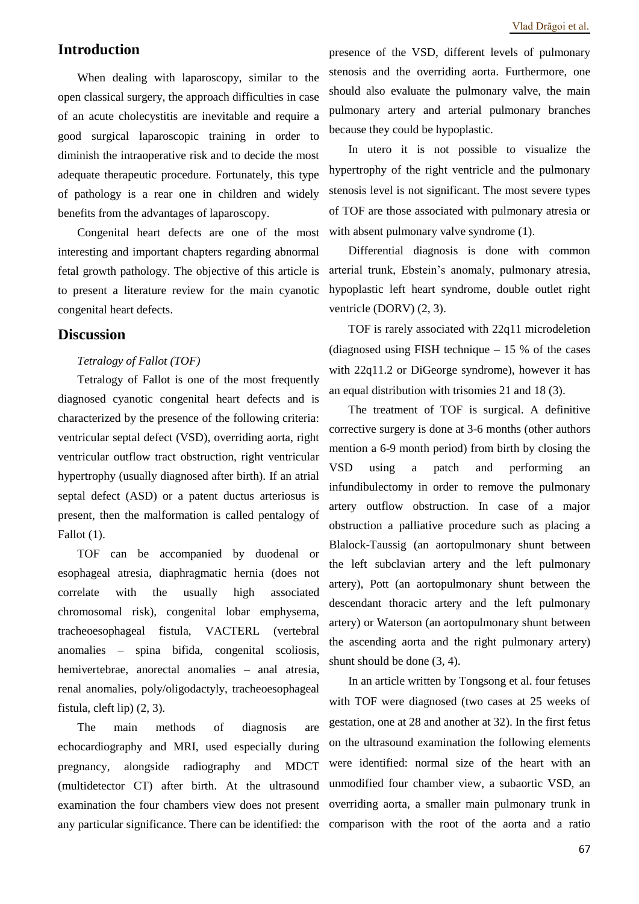## Introduction

When dealing with laparoscopy, similar to the open classical surgery, the approach difficulties in case of an acute cholecystitis are inevitable and require a good surgical laparoscopic training in order to diminish the intraoperative risk and to decide the most adequate therapeutic procedure. Fortunately, this type of pathology is a rear one in children and widely benefits from the advantages of laparoscopy.

Congenital heart defects are one of the most interesting and important chapters regarding abnormal fetal growth pathology. The objective of this article is to present a literature review for the main cyanotic congenital heart defects.

## Discussion

*Tetralogy of Fallot (TOF)*

Tetralogy of Fallot is one of the most frequently diagnosed cyanotic congenital heart defects and is characterized by the presence of the following criteria: ventricular septal defect (VSD), overriding aorta, right ventricular outflow tract obstruction, right ventricular hypertrophy (usually diagnosed after birth). If an atrial septal defect (ASD) or a patent ductus arteriosus is present, then the malformation is called pentalogy of Fallot (1).

TOF can be accompanied by duodenal or esophageal atresia, diaphragmatic hernia (does not correlate with the usually high associated chromosomal risk), congenital lobar emphysema, tracheoesophageal fistula, VACTERL (vertebral anomalies – spina bifida, congenital scoliosis, hemivertebrae, anorectal anomalies – anal atresia, renal anomalies, poly/oligodactyly, tracheoesophageal fistula, cleft lip) (2, 3).

The main methods of diagnosis are echocardiography and MRI, used especially during pregnancy, alongside radiography and MDCT (multidetector CT) after birth. At the ultrasound examination the four chambers view does not present any particular significance. There can be identified: the presence of the VSD, different levels of pulmonary stenosis and the overriding aorta. Furthermore, one should also evaluate the pulmonary valve, the main pulmonary artery and arterial pulmonary branches because they could be hypoplastic.

In utero it is not possible to visualize the hypertrophy of the right ventricle and the pulmonary stenosis level is not significant. The most severe types of TOF are those associated with pulmonary atresia or with absent pulmonary valve syndrome (1).

Differential diagnosis is done with common arterial trunk, Ebstein's anomaly, pulmonary atresia, hypoplastic left heart syndrome, double outlet right ventricle (DORV) (2, 3).

TOF is rarely associated with 22q11 microdeletion (diagnosed using FISH technique – 15 % of the cases with 22q11.2 or DiGeorge syndrome), however it has an equal distribution with trisomies 21 and 18 (3).

The treatment of TOF is surgical. A definitive corrective surgery is done at 3-6 months (other authors mention a 6-9 month period) from birth by closing the VSD using a patch and performing an infundibulectomy in order to remove the pulmonary artery outflow obstruction. In case of a major obstruction a palliative procedure such as placing a Blalock-Taussig (an aortopulmonary shunt between the left subclavian artery and the left pulmonary artery), Pott (an aortopulmonary shunt between the descendant thoracic artery and the left pulmonary artery) or Waterson (an aortopulmonary shunt between the ascending aorta and the right pulmonary artery) shunt should be done (3, 4).

In an article written by Tongsong et al. four fetuses with TOF were diagnosed (two cases at 25 weeks of gestation, one at 28 and another at 32). In the first fetus on the ultrasound examination the following elements were identified: normal size of the heart with an unmodified four chamber view, a subaortic VSD, an overriding aorta, a smaller main pulmonary trunk in comparison with the root of the aorta and a ratio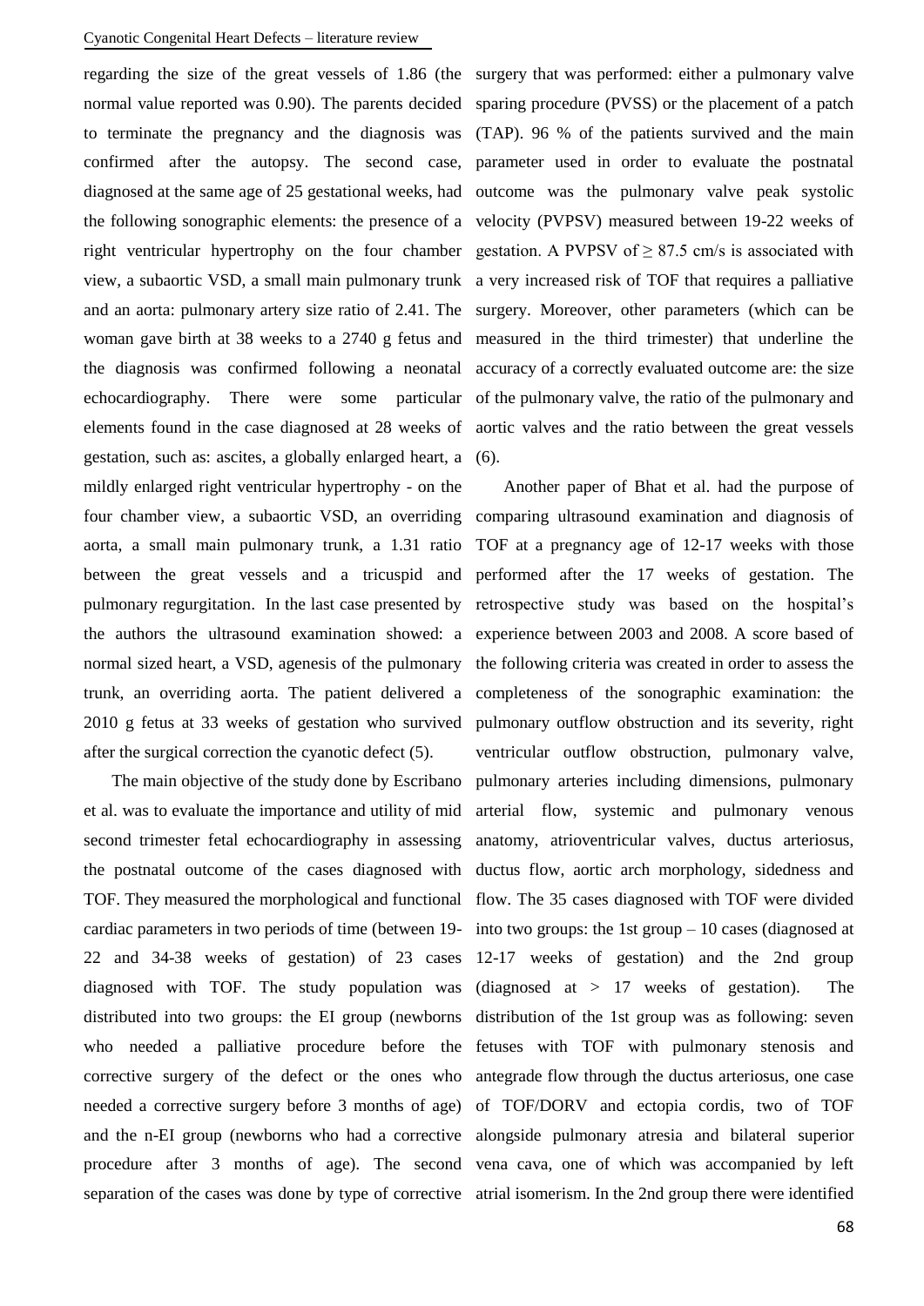regarding the size of the great vessels of 1.86 (the normal value reported was 0.90). The parents decided to terminate the pregnancy and the diagnosis was confirmed after the autopsy. The second case, diagnosed at the same age of 25 gestational weeks, had the following sonographic elements: the presence of a right ventricular hypertrophy on the four chamber view, a subaortic VSD, a small main pulmonary trunk and an aorta: pulmonary artery size ratio of 2.41. The woman gave birth at 38 weeks to a 2740 g fetus and the diagnosis was confirmed following a neonatal echocardiography. There were some particular elements found in the case diagnosed at 28 weeks of gestation, such as: ascites, a globally enlarged heart, a mildly enlarged right ventricular hypertrophy - on the four chamber view, a subaortic VSD, an overriding aorta, a small main pulmonary trunk, a 1.31 ratio between the great vessels and a tricuspid and pulmonary regurgitation. In the last case presented by the authors the ultrasound examination showed: a normal sized heart, a VSD, agenesis of the pulmonary trunk, an overriding aorta. The patient delivered a 2010 g fetus at 33 weeks of gestation who survived after the surgical correction the cyanotic defect (5).

The main objective of the study done by Escribano et al. was to evaluate the importance and utility of mid second trimester fetal echocardiography in assessing the postnatal outcome of the cases diagnosed with TOF. They measured the morphological and functional cardiac parameters in two periods of time (between 19-22 and 34-38 weeks of gestation) of 23 cases diagnosed with TOF. The study population was distributed into two groups: the EI group (newborns who needed a palliative procedure before the corrective surgery of the defect or the ones who needed a corrective surgery before 3 months of age) and the n-EI group (newborns who had a corrective procedure after 3 months of age). The second separation of the cases was done by type of corrective surgery that was performed: either a pulmonary valve sparing procedure (PVSS) or the placement of a patch (TAP). 96 % of the patients survived and the main parameter used in order to evaluate the postnatal outcome was the pulmonary valve peak systolic velocity (PVPSV) measured between 19-22 weeks of gestation. A PVPSV of $\geq 87.5$ cm/s is associated with a very increased risk of TOF that requires a palliative surgery. Moreover, other parameters (which can be measured in the third trimester) that underline the accuracy of a correctly evaluated outcome are: the size of the pulmonary valve, the ratio of the pulmonary and aortic valves and the ratio between the great vessels (6).

Another paper of Bhat et al. had the purpose of comparing ultrasound examination and diagnosis of TOF at a pregnancy age of 12-17 weeks with those performed after the 17 weeks of gestation. The retrospective study was based on the hospital's experience between 2003 and 2008. A score based of the following criteria was created in order to assess the completeness of the sonographic examination: the pulmonary outflow obstruction and its severity, right ventricular outflow obstruction, pulmonary valve, pulmonary arteries including dimensions, pulmonary arterial flow, systemic and pulmonary venous anatomy, atrioventricular valves, ductus arteriosus, ductus flow, aortic arch morphology, sidedness and flow. The 35 cases diagnosed with TOF were divided into two groups: the 1st group – 10 cases (diagnosed at 12-17 weeks of gestation) and the 2nd group (diagnosed at > 17 weeks of gestation). The distribution of the 1st group was as following: seven fetuses with TOF with pulmonary stenosis and antegrade flow through the ductus arteriosus, one case of TOF/DORV and ectopia cordis, two of TOF alongside pulmonary atresia and bilateral superior vena cava, one of which was accompanied by left atrial isomerism. In the 2nd group there were identified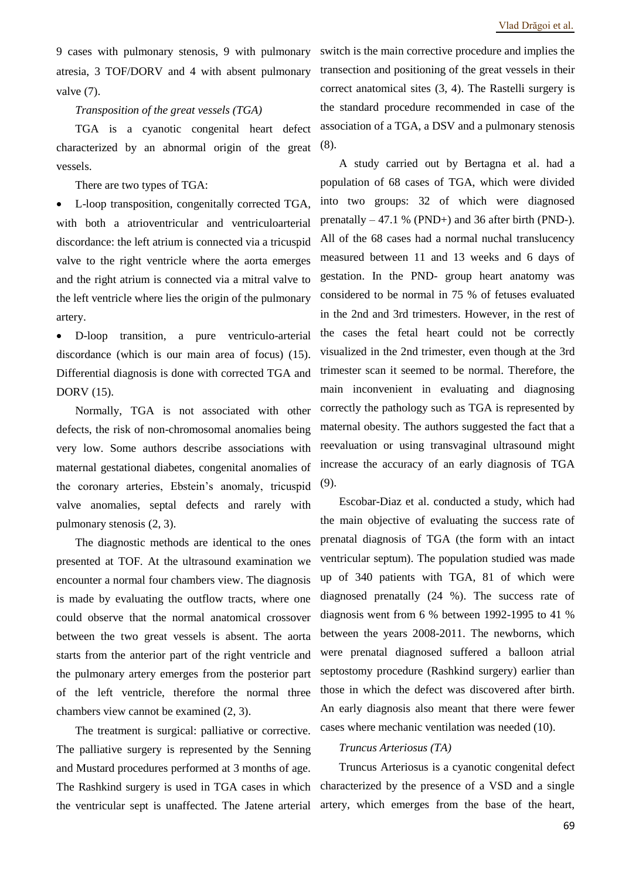9 cases with pulmonary stenosis, 9 with pulmonary atresia, 3 TOF/DORV and 4 with absent pulmonary valve (7).

*Transposition of the great vessels (TGA)*

TGA is a cyanotic congenital heart defect characterized by an abnormal origin of the great vessels.

There are two types of TGA:

- L-loop transposition, congenitally corrected TGA, with both a atrioventricular and ventriculoarterial discordance: the left atrium is connected via a tricuspid valve to the right ventricle where the aorta emerges and the right atrium is connected via a mitral valve to the left ventricle where lies the origin of the pulmonary artery.
- D-loop transition, a pure ventriculo-arterial discordance (which is our main area of focus) (15). Differential diagnosis is done with corrected TGA and DORV (15).

Normally, TGA is not associated with other defects, the risk of non-chromosomal anomalies being very low. Some authors describe associations with maternal gestational diabetes, congenital anomalies of the coronary arteries, Ebstein's anomaly, tricuspid valve anomalies, septal defects and rarely with pulmonary stenosis (2, 3).

The diagnostic methods are identical to the ones presented at TOF. At the ultrasound examination we encounter a normal four chambers view. The diagnosis is made by evaluating the outflow tracts, where one could observe that the normal anatomical crossover between the two great vessels is absent. The aorta starts from the anterior part of the right ventricle and the pulmonary artery emerges from the posterior part of the left ventricle, therefore the normal three chambers view cannot be examined (2, 3).

The treatment is surgical: palliative or corrective. The palliative surgery is represented by the Senning and Mustard procedures performed at 3 months of age. The Rashkind surgery is used in TGA cases in which the ventricular sept is unaffected. The Jatene arterial switch is the main corrective procedure and implies the transection and positioning of the great vessels in their correct anatomical sites (3, 4). The Rastelli surgery is the standard procedure recommended in case of the association of a TGA, a DSV and a pulmonary stenosis (8).

A study carried out by Bertagna et al. had a population of 68 cases of TGA, which were divided into two groups: 32 of which were diagnosed prenatally – 47.1 % (PND+) and 36 after birth (PND-). All of the 68 cases had a normal nuchal translucency measured between 11 and 13 weeks and 6 days of gestation. In the PND- group heart anatomy was considered to be normal in 75 % of fetuses evaluated in the 2nd and 3rd trimesters. However, in the rest of the cases the fetal heart could not be correctly visualized in the 2nd trimester, even though at the 3rd trimester scan it seemed to be normal. Therefore, the main inconvenient in evaluating and diagnosing correctly the pathology such as TGA is represented by maternal obesity. The authors suggested the fact that a reevaluation or using transvaginal ultrasound might increase the accuracy of an early diagnosis of TGA (9).

Escobar-Diaz et al. conducted a study, which had the main objective of evaluating the success rate of prenatal diagnosis of TGA (the form with an intact ventricular septum). The population studied was made up of 340 patients with TGA, 81 of which were diagnosed prenatally (24 %). The success rate of diagnosis went from 6 % between 1992-1995 to 41 % between the years 2008-2011. The newborns, which were prenatal diagnosed suffered a balloon atrial septostomy procedure (Rashkind surgery) earlier than those in which the defect was discovered after birth. An early diagnosis also meant that there were fewer cases where mechanic ventilation was needed (10).

*Truncus Arteriosus (TA)*

Truncus Arteriosus is a cyanotic congenital defect characterized by the presence of a VSD and a single artery, which emerges from the base of the heart,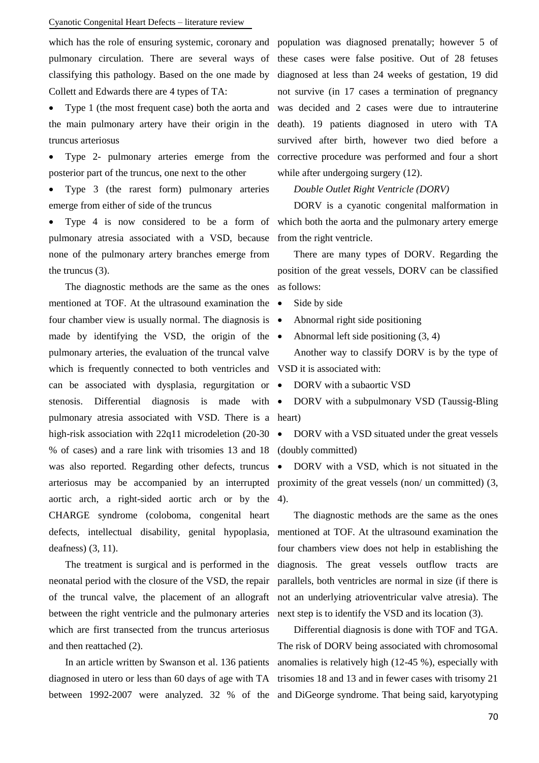which has the role of ensuring systemic, coronary and pulmonary circulation. There are several ways of classifying this pathology. Based on the one made by Collett and Edwards there are 4 types of TA:

- Type 1 (the most frequent case) both the aorta and the main pulmonary artery have their origin in the truncus arteriosus
- Type 2- pulmonary arteries emerge from the posterior part of the truncus, one next to the other
- Type 3 (the rarest form) pulmonary arteries emerge from either of side of the truncus
- Type 4 is now considered to be a form of pulmonary atresia associated with a VSD, because none of the pulmonary artery branches emerge from the truncus (3).

The diagnostic methods are the same as the ones mentioned at TOF. At the ultrasound examination the four chamber view is usually normal. The diagnosis is made by identifying the VSD, the origin of the pulmonary arteries, the evaluation of the truncal valve which is frequently connected to both ventricles and can be associated with dysplasia, regurgitation or stenosis. Differential diagnosis is made with pulmonary atresia associated with VSD. There is a high-risk association with 22q11 microdeletion (20-30 % of cases) and a rare link with trisomies 13 and 18 was also reported. Regarding other defects, truncus arteriosus may be accompanied by an interrupted aortic arch, a right-sided aortic arch or by the CHARGE syndrome (coloboma, congenital heart defects, intellectual disability, genital hypoplasia, deafness) (3, 11).

The treatment is surgical and is performed in the neonatal period with the closure of the VSD, the repair of the truncal valve, the placement of an allograft between the right ventricle and the pulmonary arteries which are first transected from the truncus arteriosus and then reattached (2).

In an article written by Swanson et al. 136 patients diagnosed in utero or less than 60 days of age with TA between 1992-2007 were analyzed. 32 % of the population was diagnosed prenatally; however 5 of these cases were false positive. Out of 28 fetuses diagnosed at less than 24 weeks of gestation, 19 did not survive (in 17 cases a termination of pregnancy was decided and 2 cases were due to intrauterine death). 19 patients diagnosed in utero with TA survived after birth, however two died before a corrective procedure was performed and four a short while after undergoing surgery (12).

*Double Outlet Right Ventricle (DORV)*

DORV is a cyanotic congenital malformation in which both the aorta and the pulmonary artery emerge from the right ventricle.

There are many types of DORV. Regarding the position of the great vessels, DORV can be classified as follows:

- Side by side
- Abnormal right side positioning
- Abnormal left side positioning (3, 4)

Another way to classify DORV is by the type of VSD it is associated with:

- DORV with a subaortic VSD
- DORV with a subpulmonary VSD (Taussig-Bling heart)
- DORV with a VSD situated under the great vessels (doubly committed)
- DORV with a VSD, which is not situated in the proximity of the great vessels (non/ un committed) (3, 4).

The diagnostic methods are the same as the ones mentioned at TOF. At the ultrasound examination the four chambers view does not help in establishing the diagnosis. The great vessels outflow tracts are parallels, both ventricles are normal in size (if there is not an underlying atrioventricular valve atresia). The next step is to identify the VSD and its location (3).

Differential diagnosis is done with TOF and TGA. The risk of DORV being associated with chromosomal anomalies is relatively high (12-45 %), especially with trisomies 18 and 13 and in fewer cases with trisomy 21 and DiGeorge syndrome. That being said, karyotyping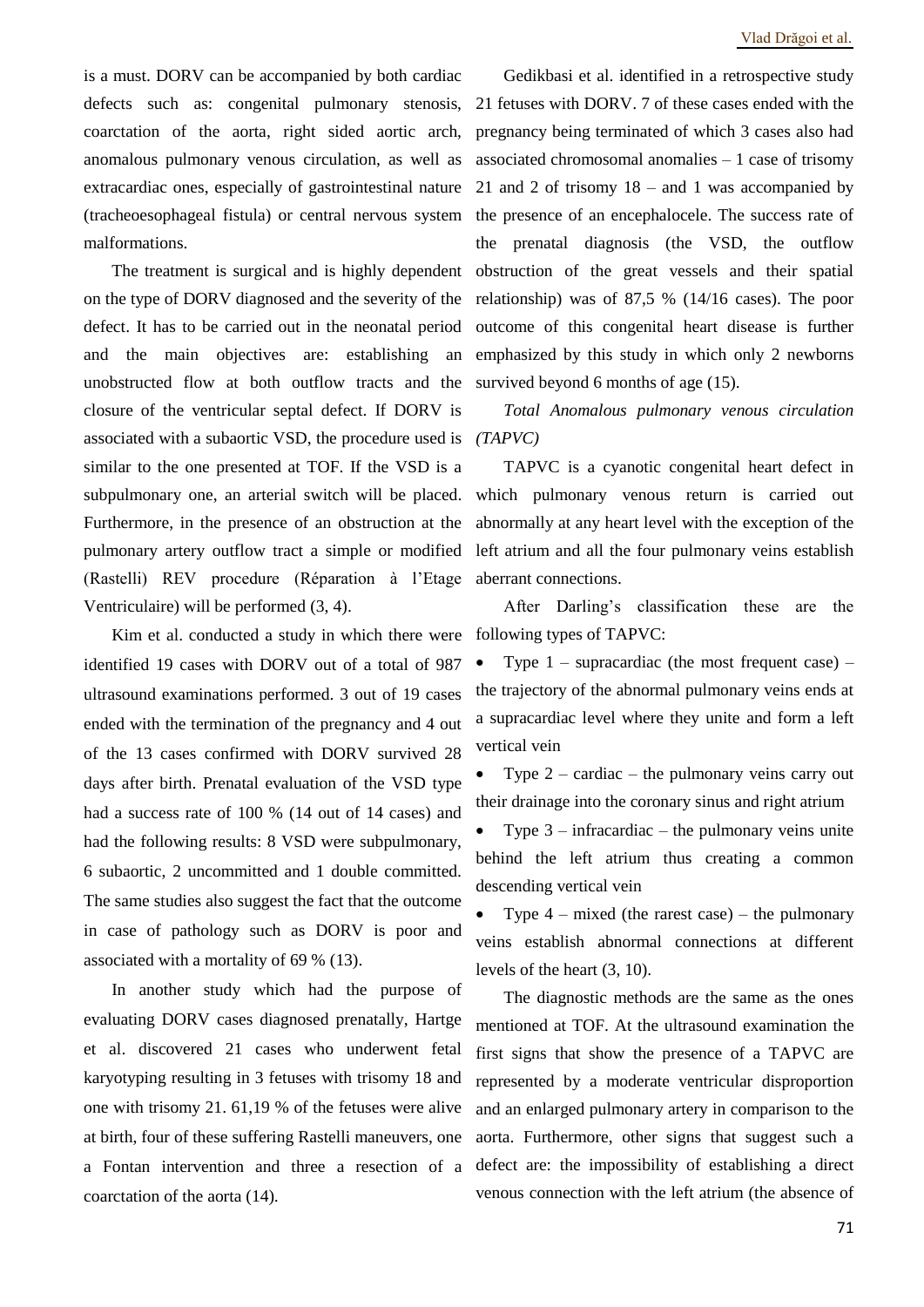is a must. DORV can be accompanied by both cardiac defects such as: congenital pulmonary stenosis, coarctation of the aorta, right sided aortic arch, anomalous pulmonary venous circulation, as well as extracardiac ones, especially of gastrointestinal nature (tracheoesophageal fistula) or central nervous system malformations.

The treatment is surgical and is highly dependent on the type of DORV diagnosed and the severity of the defect. It has to be carried out in the neonatal period and the main objectives are: establishing an unobstructed flow at both outflow tracts and the closure of the ventricular septal defect. If DORV is associated with a subaortic VSD, the procedure used is similar to the one presented at TOF. If the VSD is a subpulmonary one, an arterial switch will be placed. Furthermore, in the presence of an obstruction at the pulmonary artery outflow tract a simple or modified (Rastelli) REV procedure (Réparation à l'Etage Ventriculaire) will be performed (3, 4).

Kim et al. conducted a study in which there were identified 19 cases with DORV out of a total of 987 ultrasound examinations performed. 3 out of 19 cases ended with the termination of the pregnancy and 4 out of the 13 cases confirmed with DORV survived 28 days after birth. Prenatal evaluation of the VSD type had a success rate of 100 % (14 out of 14 cases) and had the following results: 8 VSD were subpulmonary, 6 subaortic, 2 uncommitted and 1 double committed. The same studies also suggest the fact that the outcome in case of pathology such as DORV is poor and associated with a mortality of 69 % (13).

In another study which had the purpose of evaluating DORV cases diagnosed prenatally, Hartge et al. discovered 21 cases who underwent fetal karyotyping resulting in 3 fetuses with trisomy 18 and one with trisomy 21. 61,19 % of the fetuses were alive at birth, four of these suffering Rastelli maneuvers, one a Fontan intervention and three a resection of a coarctation of the aorta (14).

Gedikbasi et al. identified in a retrospective study 21 fetuses with DORV. 7 of these cases ended with the pregnancy being terminated of which 3 cases also had associated chromosomal anomalies – 1 case of trisomy 21 and 2 of trisomy 18 – and 1 was accompanied by the presence of an encephalocele. The success rate of the prenatal diagnosis (the VSD, the outflow obstruction of the great vessels and their spatial relationship) was of 87,5 % (14/16 cases). The poor outcome of this congenital heart disease is further emphasized by this study in which only 2 newborns survived beyond 6 months of age (15).

*Total Anomalous pulmonary venous circulation (TAPVC)*

TAPVC is a cyanotic congenital heart defect in which pulmonary venous return is carried out abnormally at any heart level with the exception of the left atrium and all the four pulmonary veins establish aberrant connections.

After Darling's classification these are the following types of TAPVC:

- Type 1 – supracardiac (the most frequent case) – the trajectory of the abnormal pulmonary veins ends at a supracardiac level where they unite and form a left vertical vein
- Type 2 – cardiac – the pulmonary veins carry out their drainage into the coronary sinus and right atrium
- Type 3 – infracardiac – the pulmonary veins unite behind the left atrium thus creating a common descending vertical vein
- Type 4 – mixed (the rarest case) – the pulmonary veins establish abnormal connections at different levels of the heart (3, 10).

The diagnostic methods are the same as the ones mentioned at TOF. At the ultrasound examination the first signs that show the presence of a TAPVC are represented by a moderate ventricular disproportion and an enlarged pulmonary artery in comparison to the aorta. Furthermore, other signs that suggest such a defect are: the impossibility of establishing a direct venous connection with the left atrium (the absence of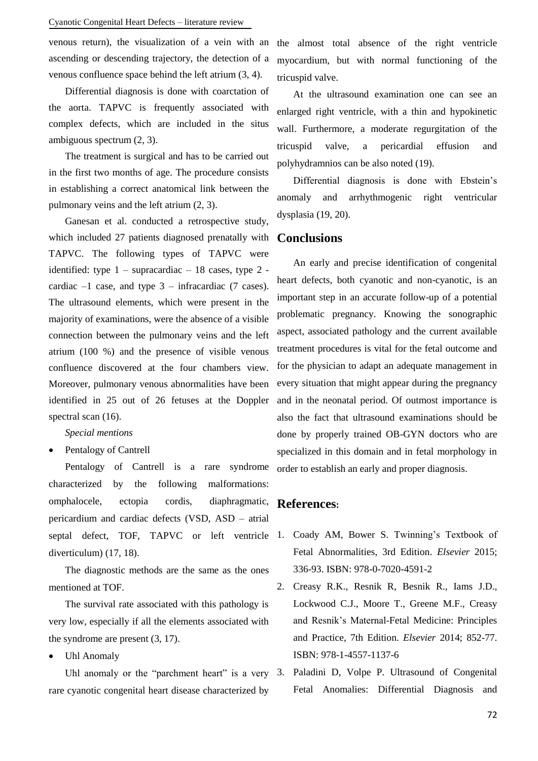venous return), the visualization of a vein with an ascending or descending trajectory, the detection of a venous confluence space behind the left atrium (3, 4).

Differential diagnosis is done with coarctation of the aorta. TAPVC is frequently associated with complex defects, which are included in the situs ambiguous spectrum (2, 3).

The treatment is surgical and has to be carried out in the first two months of age. The procedure consists in establishing a correct anatomical link between the pulmonary veins and the left atrium (2, 3).

Ganesan et al. conducted a retrospective study, which included 27 patients diagnosed prenatally with TAPVC. The following types of TAPVC were identified: type 1 – supracardiac – 18 cases, type 2 - cardiac –1 case, and type 3 – infracardiac (7 cases). The ultrasound elements, which were present in the majority of examinations, were the absence of a visible connection between the pulmonary veins and the left atrium (100 %) and the presence of visible venous confluence discovered at the four chambers view. Moreover, pulmonary venous abnormalities have been identified in 25 out of 26 fetuses at the Doppler spectral scan (16).

*Special mentions*

- Pentalogy of Cantrell

Pentalogy of Cantrell is a rare syndrome characterized by the following malformations: omphalocele, ectopia cordis, diaphragmatic, pericardium and cardiac defects (VSD, ASD – atrial septal defect, TOF, TAPVC or left ventricle diverticulum) (17, 18).

The diagnostic methods are the same as the ones mentioned at TOF.

The survival rate associated with this pathology is very low, especially if all the elements associated with the syndrome are present (3, 17).

- Uhl Anomaly

Uhl anomaly or the "parchment heart" is a very rare cyanotic congenital heart disease characterized by the almost total absence of the right ventricle myocardium, but with normal functioning of the tricuspid valve.

At the ultrasound examination one can see an enlarged right ventricle, with a thin and hypokinetic wall. Furthermore, a moderate regurgitation of the tricuspid valve, a pericardial effusion and polyhydramnios can be also noted (19).

Differential diagnosis is done with Ebstein's anomaly and arrhythmogenic right ventricular dysplasia (19, 20).

## Conclusions

An early and precise identification of congenital heart defects, both cyanotic and non-cyanotic, is an important step in an accurate follow-up of a potential problematic pregnancy. Knowing the sonographic aspect, associated pathology and the current available treatment procedures is vital for the fetal outcome and for the physician to adapt an adequate management in every situation that might appear during the pregnancy and in the neonatal period. Of outmost importance is also the fact that ultrasound examinations should be done by properly trained OB-GYN doctors who are specialized in this domain and in fetal morphology in order to establish an early and proper diagnosis.

## References:

1. Coady AM, Bower S. Twinning's Textbook of Fetal Abnormalities, 3rd Edition. *Elsevier* 2015; 336-93. ISBN: 978-0-7020-4591-2
2. Creasy R.K., Resnik R, Besnik R., Iams J.D., Lockwood C.J., Moore T., Greene M.F., Creasy and Resnik's Maternal-Fetal Medicine: Principles and Practice, 7th Edition. *Elsevier* 2014; 852-77. ISBN: 978-1-4557-1137-6
3. Paladini D, Volpe P. Ultrasound of Congenital Fetal Anomalies: Differential Diagnosis and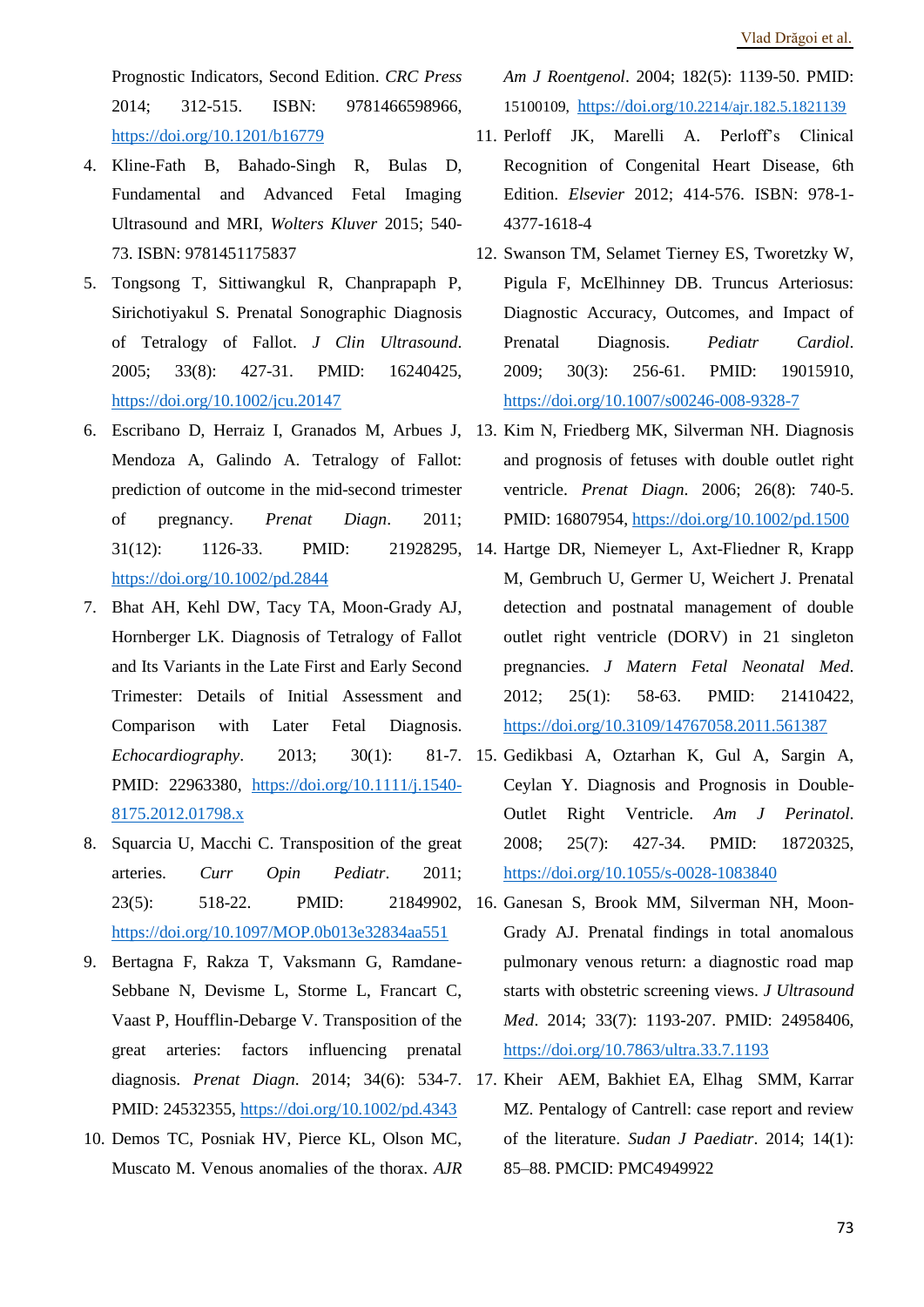Prognostic Indicators, Second Edition. *CRC Press* 2014; 312-515. ISBN: 9781466598966, https://doi.org/10.1201/b16779

4. Kline-Fath B, Bahado-Singh R, Bulas D, Fundamental and Advanced Fetal Imaging Ultrasound and MRI, *Wolters Kluver* 2015; 540-73. ISBN: 9781451175837
5. Tongsong T, Sittiwangkul R, Chanprapaph P, Sirichotiyakul S. Prenatal Sonographic Diagnosis of Tetralogy of Fallot. *J Clin Ultrasound*. 2005; 33(8): 427-31. PMID: 16240425, https://doi.org/10.1002/jcu.20147
6. Escribano D, Herraiz I, Granados M, Arbues J, Mendoza A, Galindo A. Tetralogy of Fallot: prediction of outcome in the mid-second trimester of pregnancy. *Prenat Diagn*. 2011; 31(12): 1126-33. PMID: 21928295, https://doi.org/10.1002/pd.2844
7. Bhat AH, Kehl DW, Tacy TA, Moon-Grady AJ, Hornberger LK. Diagnosis of Tetralogy of Fallot and Its Variants in the Late First and Early Second Trimester: Details of Initial Assessment and Comparison with Later Fetal Diagnosis. *Echocardiography*. 2013; 30(1): 81-7. PMID: 22963380, https://doi.org/10.1111/j.1540-8175.2012.01798.x
8. Squarcia U, Macchi C. Transposition of the great arteries. *Curr Opin Pediatr*. 2011; 23(5): 518-22. PMID: 21849902, https://doi.org/10.1097/MOP.0b013e32834aa551
9. Bertagna F, Rakza T, Vaksmann G, Ramdane-Sebbane N, Devisme L, Storme L, Francart C, Vaast P, Houfflin-Debarge V. Transposition of the great arteries: factors influencing prenatal diagnosis. *Prenat Diagn*. 2014; 34(6): 534-7. PMID: 24532355, https://doi.org/10.1002/pd.4343
10. Demos TC, Posniak HV, Pierce KL, Olson MC, Muscato M. Venous anomalies of the thorax. *AJR Am J Roentgenol*. 2004; 182(5): 1139-50. PMID: 15100109, https://doi.org/10.2214/ajr.182.5.1821139
11. Perloff JK, Marelli A. Perloff's Clinical Recognition of Congenital Heart Disease, 6th Edition. *Elsevier* 2012; 414-576. ISBN: 978-1-4377-1618-4
12. Swanson TM, Selamet Tierney ES, Tworetzky W, Pigula F, McElhinney DB. Truncus Arteriosus: Diagnostic Accuracy, Outcomes, and Impact of Prenatal Diagnosis. *Pediatr Cardiol*. 2009; 30(3): 256-61. PMID: 19015910, https://doi.org/10.1007/s00246-008-9328-7
13. Kim N, Friedberg MK, Silverman NH. Diagnosis and prognosis of fetuses with double outlet right ventricle. *Prenat Diagn*. 2006; 26(8): 740-5. PMID: 16807954, https://doi.org/10.1002/pd.1500
14. Hartge DR, Niemeyer L, Axt-Fliedner R, Krapp M, Gembruch U, Germer U, Weichert J. Prenatal detection and postnatal management of double outlet right ventricle (DORV) in 21 singleton pregnancies. *J Matern Fetal Neonatal Med*. 2012; 25(1): 58-63. PMID: 21410422, https://doi.org/10.3109/14767058.2011.561387
15. Gedikbasi A, Oztarhan K, Gul A, Sargin A, Ceylan Y. Diagnosis and Prognosis in Double-Outlet Right Ventricle. *Am J Perinatol*. 2008; 25(7): 427-34. PMID: 18720325, https://doi.org/10.1055/s-0028-1083840
16. Ganesan S, Brook MM, Silverman NH, Moon-Grady AJ. Prenatal findings in total anomalous pulmonary venous return: a diagnostic road map starts with obstetric screening views. *J Ultrasound Med*. 2014; 33(7): 1193-207. PMID: 24958406, https://doi.org/10.7863/ultra.33.7.1193
17. Kheir AEM, Bakhiet EA, Elhag SMM, Karrar MZ. Pentalogy of Cantrell: case report and review of the literature. *Sudan J Paediatr*. 2014; 14(1): 85–88. PMCID: PMC4949922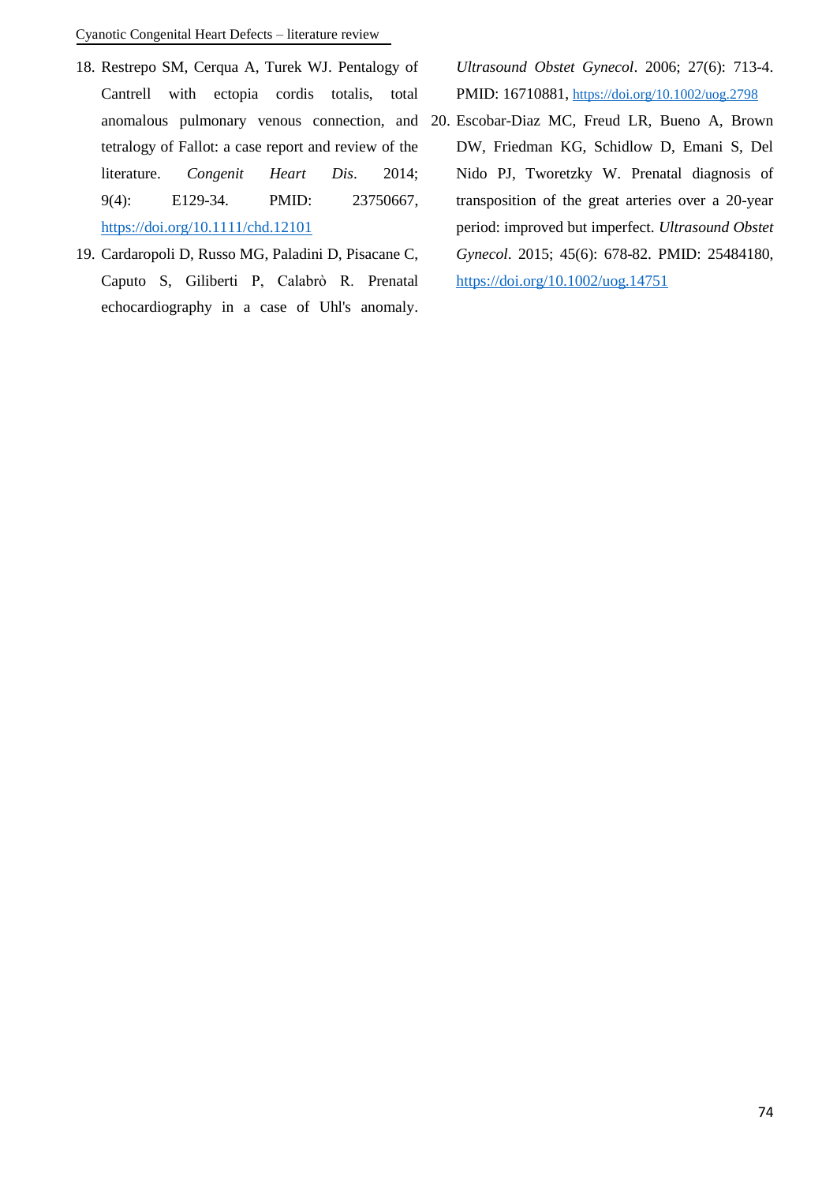18. Restrepo SM, Cerqua A, Turek WJ. Pentalogy of Cantrell with ectopia cordis totalis, total anomalous pulmonary venous connection, and tetralogy of Fallot: a case report and review of the literature. *Congenit Heart Dis*. 2014; 9(4): E129-34. PMID: 23750667, https://doi.org/10.1111/chd.12101
19. Cardaropoli D, Russo MG, Paladini D, Pisacane C, Caputo S, Giliberti P, Calabrò R. Prenatal echocardiography in a case of Uhl's anomaly. *Ultrasound Obstet Gynecol*. 2006; 27(6): 713-4. PMID: 16710881, https://doi.org/10.1002/uog.2798
20. Escobar-Diaz MC, Freud LR, Bueno A, Brown DW, Friedman KG, Schidlow D, Emani S, Del Nido PJ, Tworetzky W. Prenatal diagnosis of transposition of the great arteries over a 20-year period: improved but imperfect. *Ultrasound Obstet Gynecol*. 2015; 45(6): 678-82. PMID: 25484180, https://doi.org/10.1002/uog.14751